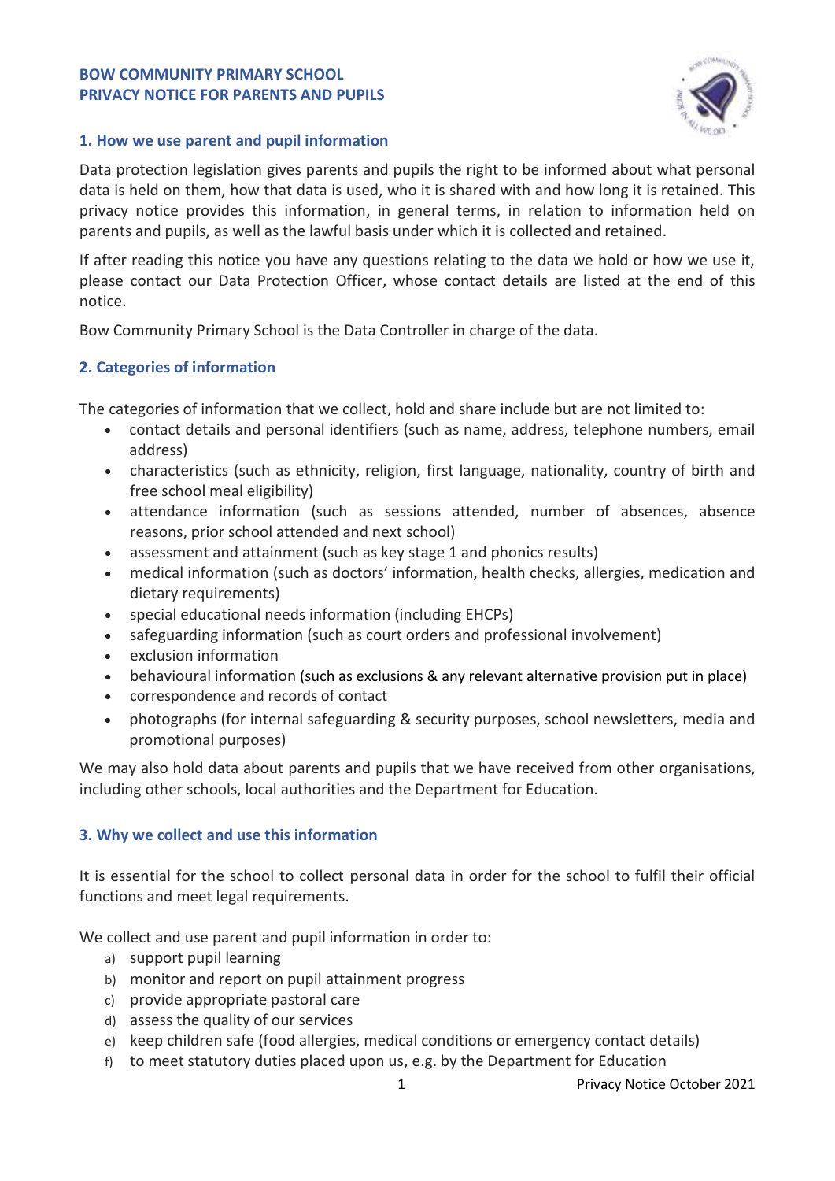**BOW COMMUNITY PRIMARY SCHOOL**
**PRIVACY NOTICE FOR PARENTS AND PUPILS**

## 1. How we use parent and pupil information

Data protection legislation gives parents and pupils the right to be informed about what personal data is held on them, how that data is used, who it is shared with and how long it is retained. This privacy notice provides this information, in general terms, in relation to information held on parents and pupils, as well as the lawful basis under which it is collected and retained.

If after reading this notice you have any questions relating to the data we hold or how we use it, please contact our Data Protection Officer, whose contact details are listed at the end of this notice.

Bow Community Primary School is the Data Controller in charge of the data.

## 2. Categories of information

The categories of information that we collect, hold and share include but are not limited to:

- contact details and personal identifiers (such as name, address, telephone numbers, email address)
- characteristics (such as ethnicity, religion, first language, nationality, country of birth and free school meal eligibility)
- attendance information (such as sessions attended, number of absences, absence reasons, prior school attended and next school)
- assessment and attainment (such as key stage 1 and phonics results)
- medical information (such as doctors' information, health checks, allergies, medication and dietary requirements)
- special educational needs information (including EHCPs)
- safeguarding information (such as court orders and professional involvement)
- exclusion information
- behavioural information (such as exclusions & any relevant alternative provision put in place)
- correspondence and records of contact
- photographs (for internal safeguarding & security purposes, school newsletters, media and promotional purposes)

We may also hold data about parents and pupils that we have received from other organisations, including other schools, local authorities and the Department for Education.

## 3. Why we collect and use this information

It is essential for the school to collect personal data in order for the school to fulfil their official functions and meet legal requirements.

We collect and use parent and pupil information in order to:

a) support pupil learning
b) monitor and report on pupil attainment progress
c) provide appropriate pastoral care
d) assess the quality of our services
e) keep children safe (food allergies, medical conditions or emergency contact details)
f) to meet statutory duties placed upon us, e.g. by the Department for Education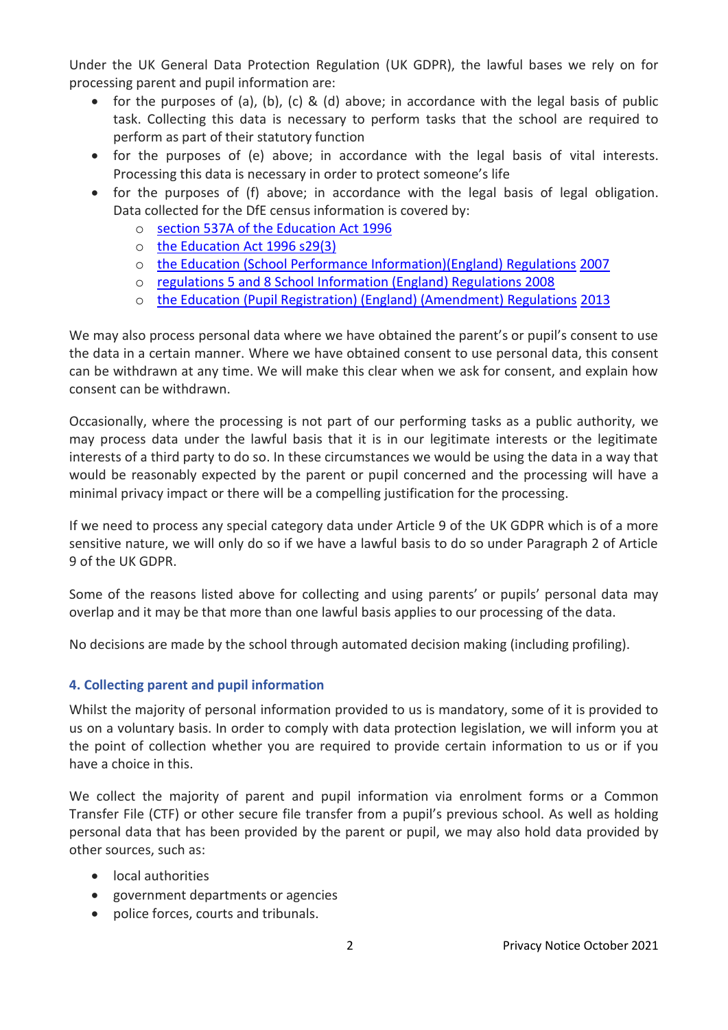Under the UK General Data Protection Regulation (UK GDPR), the lawful bases we rely on for processing parent and pupil information are:

- for the purposes of (a), (b), (c) & (d) above; in accordance with the legal basis of public task. Collecting this data is necessary to perform tasks that the school are required to perform as part of their statutory function
- for the purposes of (e) above; in accordance with the legal basis of vital interests. Processing this data is necessary in order to protect someone's life
- for the purposes of (f) above; in accordance with the legal basis of legal obligation. Data collected for the DfE census information is covered by:
  - section 537A of the Education Act 1996
  - the Education Act 1996 s29(3)
  - the Education (School Performance Information)(England) Regulations 2007
  - regulations 5 and 8 School Information (England) Regulations 2008
  - the Education (Pupil Registration) (England) (Amendment) Regulations 2013

We may also process personal data where we have obtained the parent's or pupil's consent to use the data in a certain manner. Where we have obtained consent to use personal data, this consent can be withdrawn at any time. We will make this clear when we ask for consent, and explain how consent can be withdrawn.

Occasionally, where the processing is not part of our performing tasks as a public authority, we may process data under the lawful basis that it is in our legitimate interests or the legitimate interests of a third party to do so. In these circumstances we would be using the data in a way that would be reasonably expected by the parent or pupil concerned and the processing will have a minimal privacy impact or there will be a compelling justification for the processing.

If we need to process any special category data under Article 9 of the UK GDPR which is of a more sensitive nature, we will only do so if we have a lawful basis to do so under Paragraph 2 of Article 9 of the UK GDPR.

Some of the reasons listed above for collecting and using parents' or pupils' personal data may overlap and it may be that more than one lawful basis applies to our processing of the data.

No decisions are made by the school through automated decision making (including profiling).

### 4. Collecting parent and pupil information

Whilst the majority of personal information provided to us is mandatory, some of it is provided to us on a voluntary basis. In order to comply with data protection legislation, we will inform you at the point of collection whether you are required to provide certain information to us or if you have a choice in this.

We collect the majority of parent and pupil information via enrolment forms or a Common Transfer File (CTF) or other secure file transfer from a pupil's previous school. As well as holding personal data that has been provided by the parent or pupil, we may also hold data provided by other sources, such as:

- local authorities
- government departments or agencies
- police forces, courts and tribunals.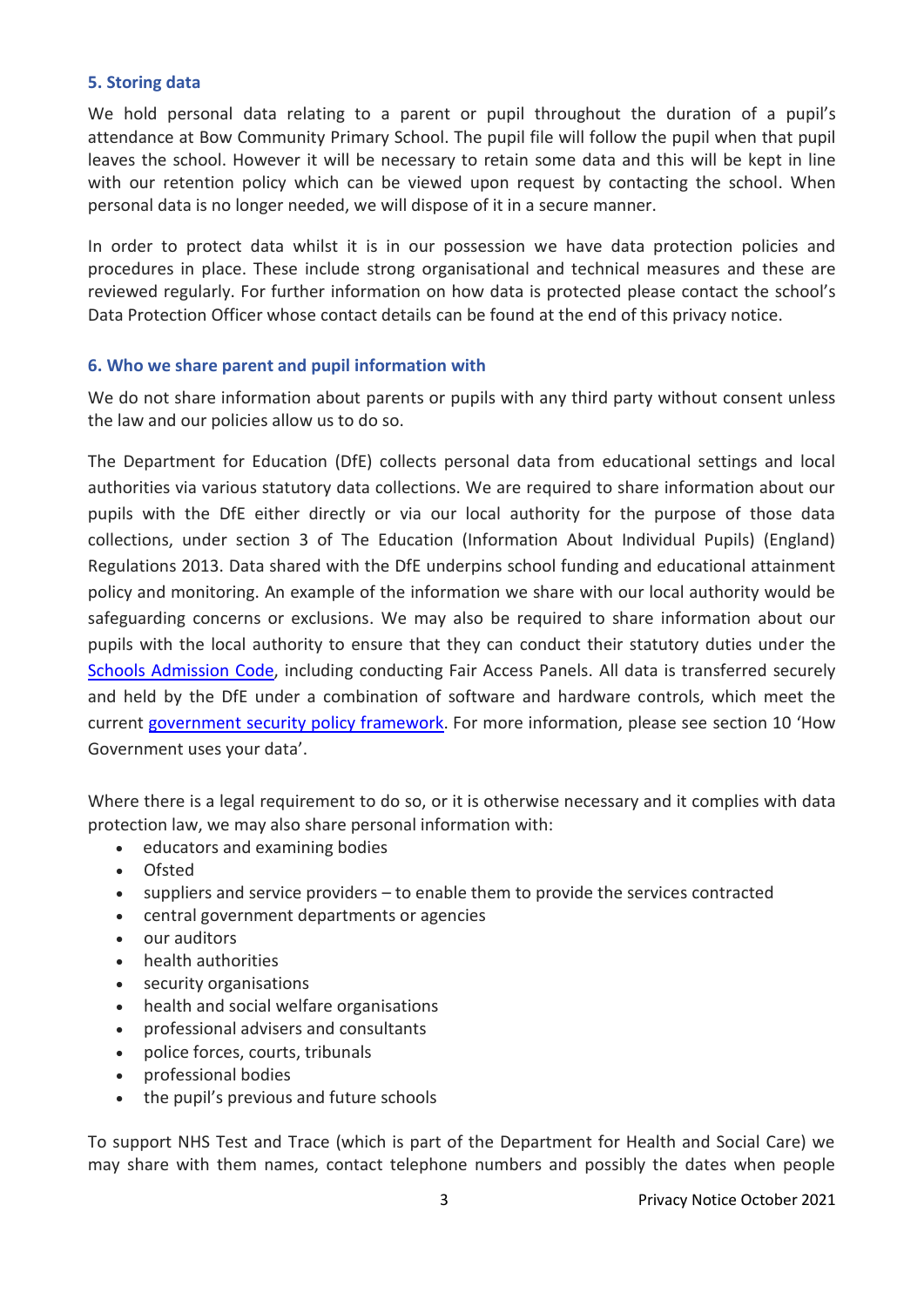## 5. Storing data

We hold personal data relating to a parent or pupil throughout the duration of a pupil's attendance at Bow Community Primary School. The pupil file will follow the pupil when that pupil leaves the school. However it will be necessary to retain some data and this will be kept in line with our retention policy which can be viewed upon request by contacting the school. When personal data is no longer needed, we will dispose of it in a secure manner.

In order to protect data whilst it is in our possession we have data protection policies and procedures in place. These include strong organisational and technical measures and these are reviewed regularly. For further information on how data is protected please contact the school's Data Protection Officer whose contact details can be found at the end of this privacy notice.

## 6. Who we share parent and pupil information with

We do not share information about parents or pupils with any third party without consent unless the law and our policies allow us to do so.

The Department for Education (DfE) collects personal data from educational settings and local authorities via various statutory data collections. We are required to share information about our pupils with the DfE either directly or via our local authority for the purpose of those data collections, under section 3 of The Education (Information About Individual Pupils) (England) Regulations 2013. Data shared with the DfE underpins school funding and educational attainment policy and monitoring. An example of the information we share with our local authority would be safeguarding concerns or exclusions. We may also be required to share information about our pupils with the local authority to ensure that they can conduct their statutory duties under the Schools Admission Code, including conducting Fair Access Panels. All data is transferred securely and held by the DfE under a combination of software and hardware controls, which meet the current government security policy framework. For more information, please see section 10 'How Government uses your data'.

Where there is a legal requirement to do so, or it is otherwise necessary and it complies with data protection law, we may also share personal information with:

- educators and examining bodies
- Ofsted
- suppliers and service providers – to enable them to provide the services contracted
- central government departments or agencies
- our auditors
- health authorities
- security organisations
- health and social welfare organisations
- professional advisers and consultants
- police forces, courts, tribunals
- professional bodies
- the pupil's previous and future schools

To support NHS Test and Trace (which is part of the Department for Health and Social Care) we may share with them names, contact telephone numbers and possibly the dates when people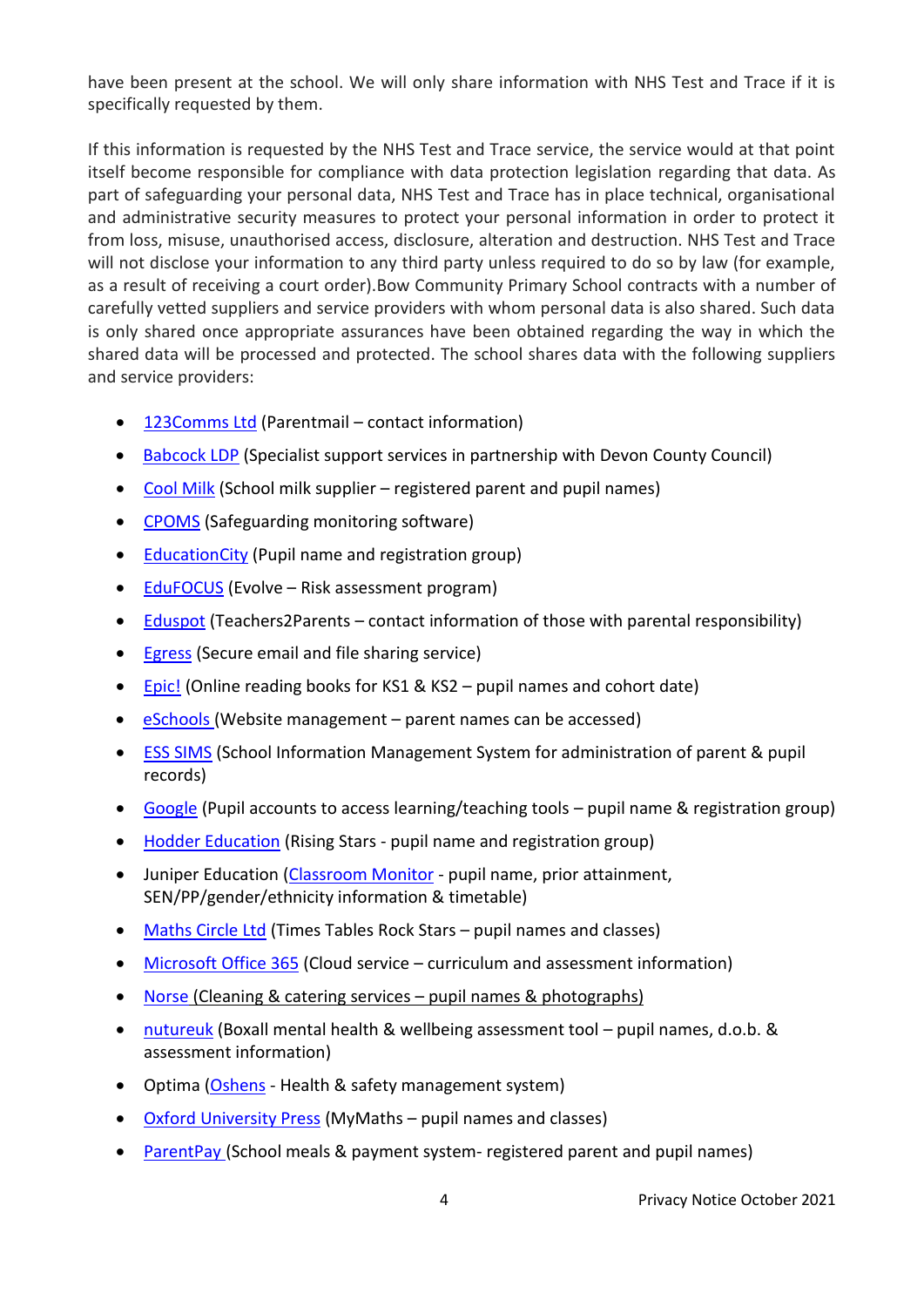have been present at the school. We will only share information with NHS Test and Trace if it is specifically requested by them.

If this information is requested by the NHS Test and Trace service, the service would at that point itself become responsible for compliance with data protection legislation regarding that data. As part of safeguarding your personal data, NHS Test and Trace has in place technical, organisational and administrative security measures to protect your personal information in order to protect it from loss, misuse, unauthorised access, disclosure, alteration and destruction. NHS Test and Trace will not disclose your information to any third party unless required to do so by law (for example, as a result of receiving a court order).Bow Community Primary School contracts with a number of carefully vetted suppliers and service providers with whom personal data is also shared. Such data is only shared once appropriate assurances have been obtained regarding the way in which the shared data will be processed and protected. The school shares data with the following suppliers and service providers:

- 123Comms Ltd (Parentmail – contact information)
- Babcock LDP (Specialist support services in partnership with Devon County Council)
- Cool Milk (School milk supplier – registered parent and pupil names)
- CPOMS (Safeguarding monitoring software)
- EducationCity (Pupil name and registration group)
- EduFOCUS (Evolve – Risk assessment program)
- Eduspot (Teachers2Parents – contact information of those with parental responsibility)
- Egress (Secure email and file sharing service)
- Epic! (Online reading books for KS1 & KS2 – pupil names and cohort date)
- eSchools (Website management – parent names can be accessed)
- ESS SIMS (School Information Management System for administration of parent & pupil records)
- Google (Pupil accounts to access learning/teaching tools – pupil name & registration group)
- Hodder Education (Rising Stars - pupil name and registration group)
- Juniper Education (Classroom Monitor - pupil name, prior attainment, SEN/PP/gender/ethnicity information & timetable)
- Maths Circle Ltd (Times Tables Rock Stars – pupil names and classes)
- Microsoft Office 365 (Cloud service – curriculum and assessment information)
- Norse (Cleaning & catering services – pupil names & photographs)
- nutureuk (Boxall mental health & wellbeing assessment tool – pupil names, d.o.b. & assessment information)
- Optima (Oshens - Health & safety management system)
- Oxford University Press (MyMaths – pupil names and classes)
- ParentPay (School meals & payment system- registered parent and pupil names)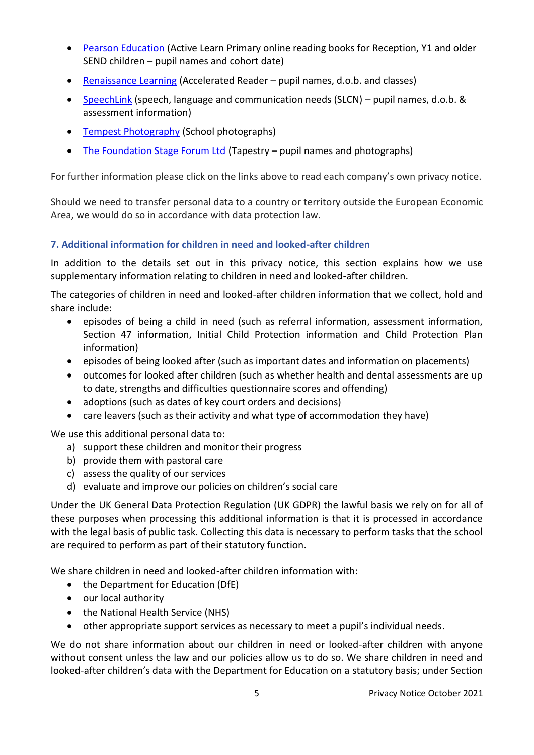- Pearson Education (Active Learn Primary online reading books for Reception, Y1 and older SEND children – pupil names and cohort date)
- Renaissance Learning (Accelerated Reader – pupil names, d.o.b. and classes)
- SpeechLink (speech, language and communication needs (SLCN) – pupil names, d.o.b. & assessment information)
- Tempest Photography (School photographs)
- The Foundation Stage Forum Ltd (Tapestry – pupil names and photographs)

For further information please click on the links above to read each company's own privacy notice.

Should we need to transfer personal data to a country or territory outside the European Economic Area, we would do so in accordance with data protection law.

### 7. Additional information for children in need and looked-after children

In addition to the details set out in this privacy notice, this section explains how we use supplementary information relating to children in need and looked-after children.

The categories of children in need and looked-after children information that we collect, hold and share include:

- episodes of being a child in need (such as referral information, assessment information, Section 47 information, Initial Child Protection information and Child Protection Plan information)
- episodes of being looked after (such as important dates and information on placements)
- outcomes for looked after children (such as whether health and dental assessments are up to date, strengths and difficulties questionnaire scores and offending)
- adoptions (such as dates of key court orders and decisions)
- care leavers (such as their activity and what type of accommodation they have)

We use this additional personal data to:

a) support these children and monitor their progress
b) provide them with pastoral care
c) assess the quality of our services
d) evaluate and improve our policies on children's social care

Under the UK General Data Protection Regulation (UK GDPR) the lawful basis we rely on for all of these purposes when processing this additional information is that it is processed in accordance with the legal basis of public task. Collecting this data is necessary to perform tasks that the school are required to perform as part of their statutory function.

We share children in need and looked-after children information with:

- the Department for Education (DfE)
- our local authority
- the National Health Service (NHS)
- other appropriate support services as necessary to meet a pupil's individual needs.

We do not share information about our children in need or looked-after children with anyone without consent unless the law and our policies allow us to do so. We share children in need and looked-after children's data with the Department for Education on a statutory basis; under Section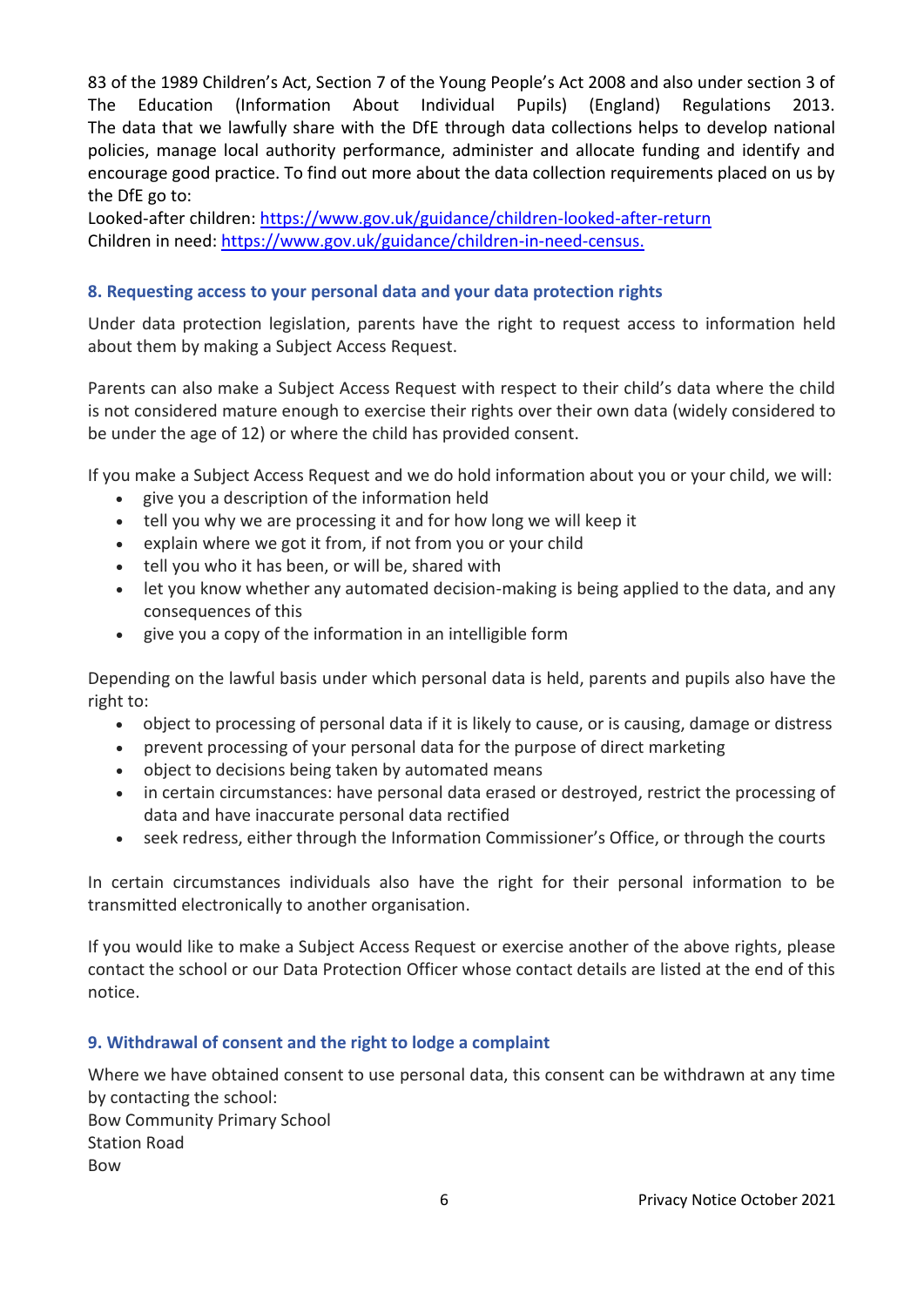83 of the 1989 Children's Act, Section 7 of the Young People's Act 2008 and also under section 3 of The Education (Information About Individual Pupils) (England) Regulations 2013. The data that we lawfully share with the DfE through data collections helps to develop national policies, manage local authority performance, administer and allocate funding and identify and encourage good practice. To find out more about the data collection requirements placed on us by the DfE go to:
Looked-after children: https://www.gov.uk/guidance/children-looked-after-return
Children in need: https://www.gov.uk/guidance/children-in-need-census.

### 8. Requesting access to your personal data and your data protection rights

Under data protection legislation, parents have the right to request access to information held about them by making a Subject Access Request.

Parents can also make a Subject Access Request with respect to their child's data where the child is not considered mature enough to exercise their rights over their own data (widely considered to be under the age of 12) or where the child has provided consent.

If you make a Subject Access Request and we do hold information about you or your child, we will:

- give you a description of the information held
- tell you why we are processing it and for how long we will keep it
- explain where we got it from, if not from you or your child
- tell you who it has been, or will be, shared with
- let you know whether any automated decision-making is being applied to the data, and any consequences of this
- give you a copy of the information in an intelligible form

Depending on the lawful basis under which personal data is held, parents and pupils also have the right to:

- object to processing of personal data if it is likely to cause, or is causing, damage or distress
- prevent processing of your personal data for the purpose of direct marketing
- object to decisions being taken by automated means
- in certain circumstances: have personal data erased or destroyed, restrict the processing of data and have inaccurate personal data rectified
- seek redress, either through the Information Commissioner's Office, or through the courts

In certain circumstances individuals also have the right for their personal information to be transmitted electronically to another organisation.

If you would like to make a Subject Access Request or exercise another of the above rights, please contact the school or our Data Protection Officer whose contact details are listed at the end of this notice.

### 9. Withdrawal of consent and the right to lodge a complaint

Where we have obtained consent to use personal data, this consent can be withdrawn at any time by contacting the school:
Bow Community Primary School
Station Road
Bow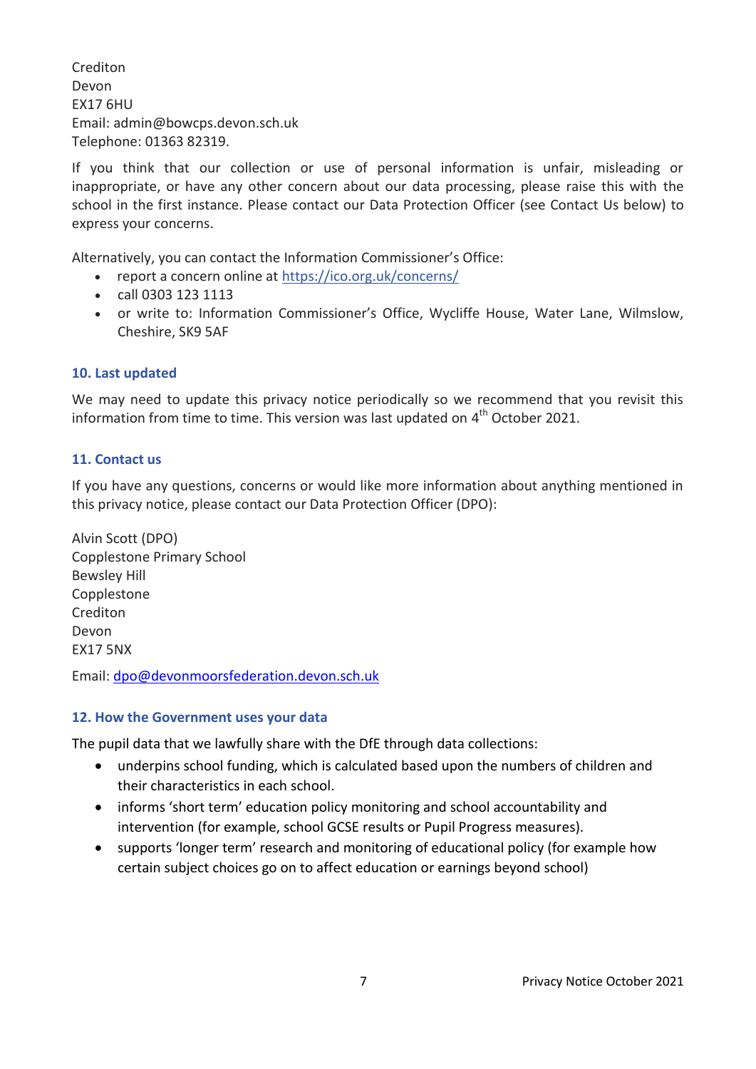Crediton
Devon
EX17 6HU
Email: admin@bowcps.devon.sch.uk
Telephone: 01363 82319.

If you think that our collection or use of personal information is unfair, misleading or inappropriate, or have any other concern about our data processing, please raise this with the school in the first instance. Please contact our Data Protection Officer (see Contact Us below) to express your concerns.

Alternatively, you can contact the Information Commissioner's Office:

- report a concern online at https://ico.org.uk/concerns/
- call 0303 123 1113
- or write to: Information Commissioner's Office, Wycliffe House, Water Lane, Wilmslow, Cheshire, SK9 5AF

### 10. Last updated

We may need to update this privacy notice periodically so we recommend that you revisit this information from time to time. This version was last updated on 4th October 2021.

### 11. Contact us

If you have any questions, concerns or would like more information about anything mentioned in this privacy notice, please contact our Data Protection Officer (DPO):

Alvin Scott (DPO)
Copplestone Primary School
Bewsley Hill
Copplestone
Crediton
Devon
EX17 5NX

Email: dpo@devonmoorsfederation.devon.sch.uk

### 12. How the Government uses your data

The pupil data that we lawfully share with the DfE through data collections:

- underpins school funding, which is calculated based upon the numbers of children and their characteristics in each school.
- informs 'short term' education policy monitoring and school accountability and intervention (for example, school GCSE results or Pupil Progress measures).
- supports 'longer term' research and monitoring of educational policy (for example how certain subject choices go on to affect education or earnings beyond school)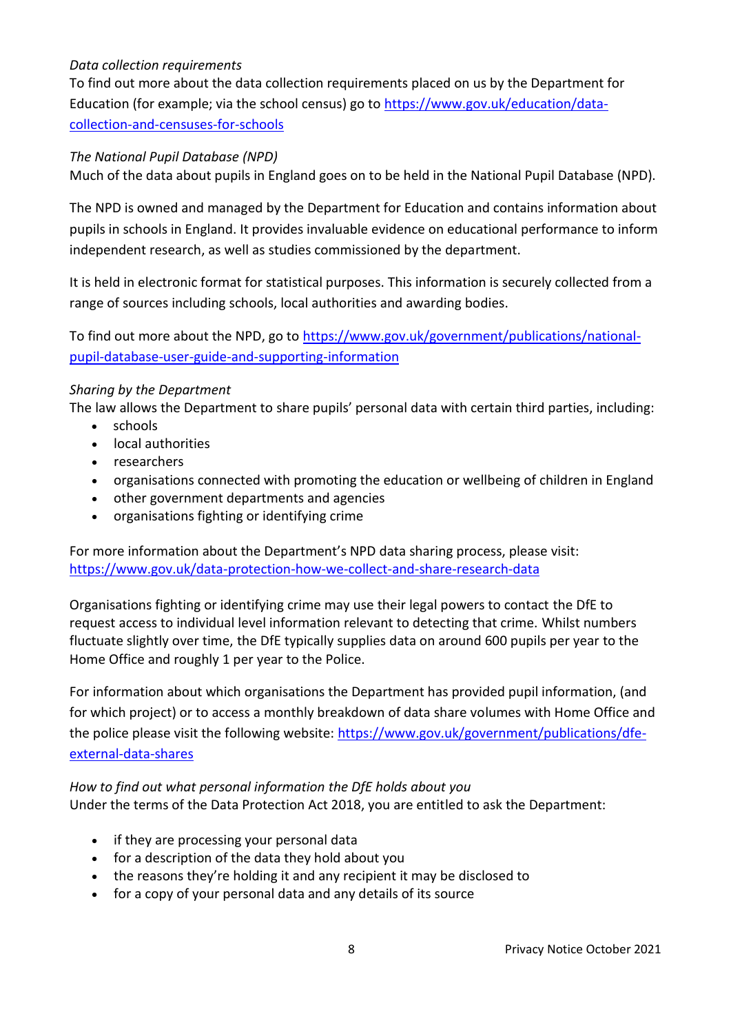*Data collection requirements*
To find out more about the data collection requirements placed on us by the Department for Education (for example; via the school census) go to [https://www.gov.uk/education/data-collection-and-censuses-for-schools](https://www.gov.uk/education/data-collection-and-censuses-for-schools)

*The National Pupil Database (NPD)*
Much of the data about pupils in England goes on to be held in the National Pupil Database (NPD).

The NPD is owned and managed by the Department for Education and contains information about pupils in schools in England. It provides invaluable evidence on educational performance to inform independent research, as well as studies commissioned by the department.

It is held in electronic format for statistical purposes. This information is securely collected from a range of sources including schools, local authorities and awarding bodies.

To find out more about the NPD, go to [https://www.gov.uk/government/publications/national-pupil-database-user-guide-and-supporting-information](https://www.gov.uk/government/publications/national-pupil-database-user-guide-and-supporting-information)

*Sharing by the Department*
The law allows the Department to share pupils' personal data with certain third parties, including:

- schools
- local authorities
- researchers
- organisations connected with promoting the education or wellbeing of children in England
- other government departments and agencies
- organisations fighting or identifying crime

For more information about the Department's NPD data sharing process, please visit:
[https://www.gov.uk/data-protection-how-we-collect-and-share-research-data](https://www.gov.uk/data-protection-how-we-collect-and-share-research-data)

Organisations fighting or identifying crime may use their legal powers to contact the DfE to request access to individual level information relevant to detecting that crime. Whilst numbers fluctuate slightly over time, the DfE typically supplies data on around 600 pupils per year to the Home Office and roughly 1 per year to the Police.

For information about which organisations the Department has provided pupil information, (and for which project) or to access a monthly breakdown of data share volumes with Home Office and the police please visit the following website: [https://www.gov.uk/government/publications/dfe-external-data-shares](https://www.gov.uk/government/publications/dfe-external-data-shares)

*How to find out what personal information the DfE holds about you*
Under the terms of the Data Protection Act 2018, you are entitled to ask the Department:

- if they are processing your personal data
- for a description of the data they hold about you
- the reasons they're holding it and any recipient it may be disclosed to
- for a copy of your personal data and any details of its source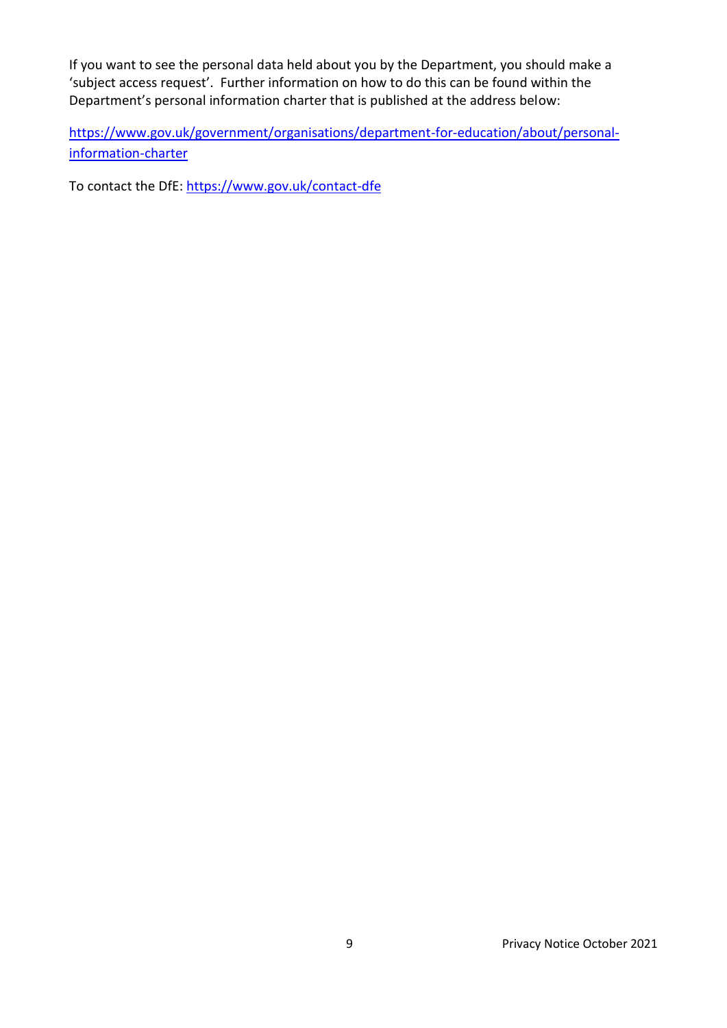If you want to see the personal data held about you by the Department, you should make a ‘subject access request’. Further information on how to do this can be found within the Department’s personal information charter that is published at the address below:

https://www.gov.uk/government/organisations/department-for-education/about/personal-information-charter

To contact the DfE: https://www.gov.uk/contact-dfe